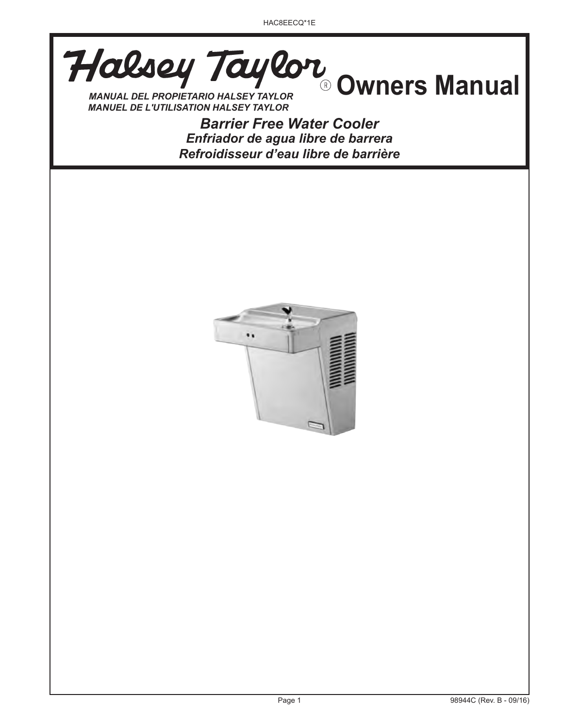HAC8EECQ*1E

# Halsey Taylor® Owners Manual

*MANUAL DEL PROPIETARIO HALSEY TAYLOR*
*MANUEL DE L'UTILISATION HALSEY TAYLOR*

## *Barrier Free Water Cooler*
### *Enfriador de agua libre de barrera*
### *Refroidisseur d'eau libre de barrière*

98944C (Rev. B - 09/16)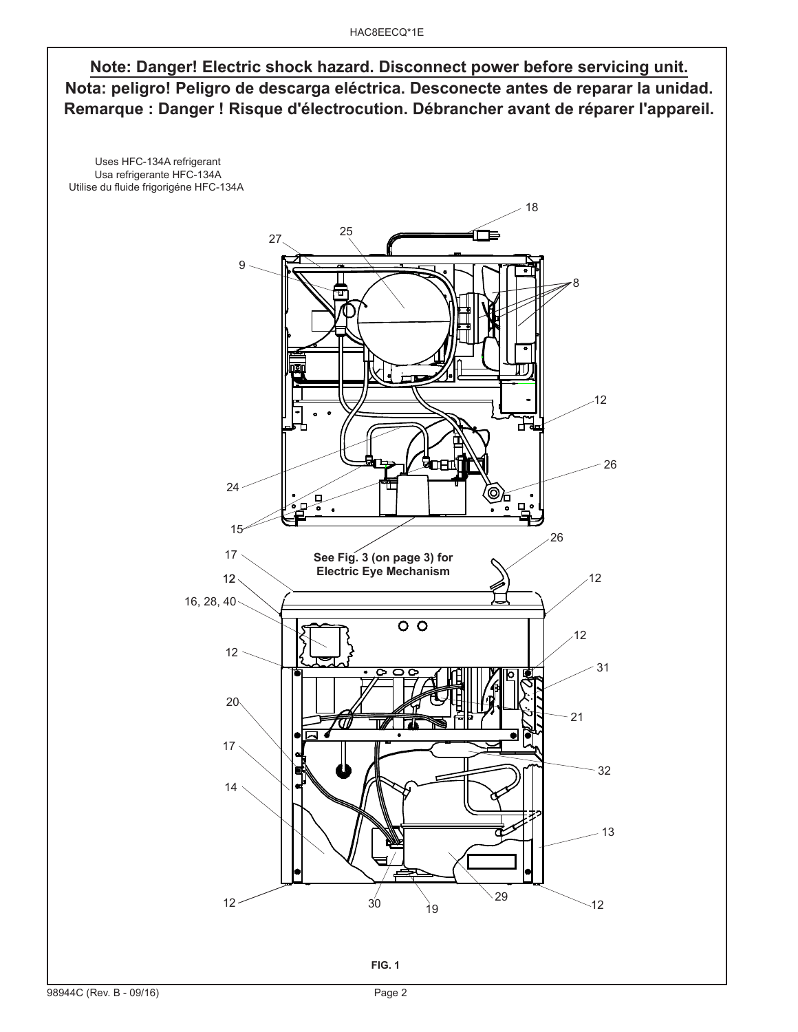**Note: Danger! Electric shock hazard. Disconnect power before servicing unit.**
**Nota: peligro! Peligro de descarga eléctrica. Desconecte antes de reparar la unidad.**
**Remarque : Danger ! Risque d'électrocution. Débrancher avant de réparer l'appareil.**

Uses HFC-134A refrigerant
Usa refrigerante HFC-134A
Utilise du fluide frigorigéne HFC-134A

18
27 25
9 8
12
26
24
15
26
17
See Fig. 3 (on page 3) for Electric Eye Mechanism
12 12
16, 28, 40
12 12
31
20 21
17 32
14
13
12 30 19 29 12

**FIG. 1**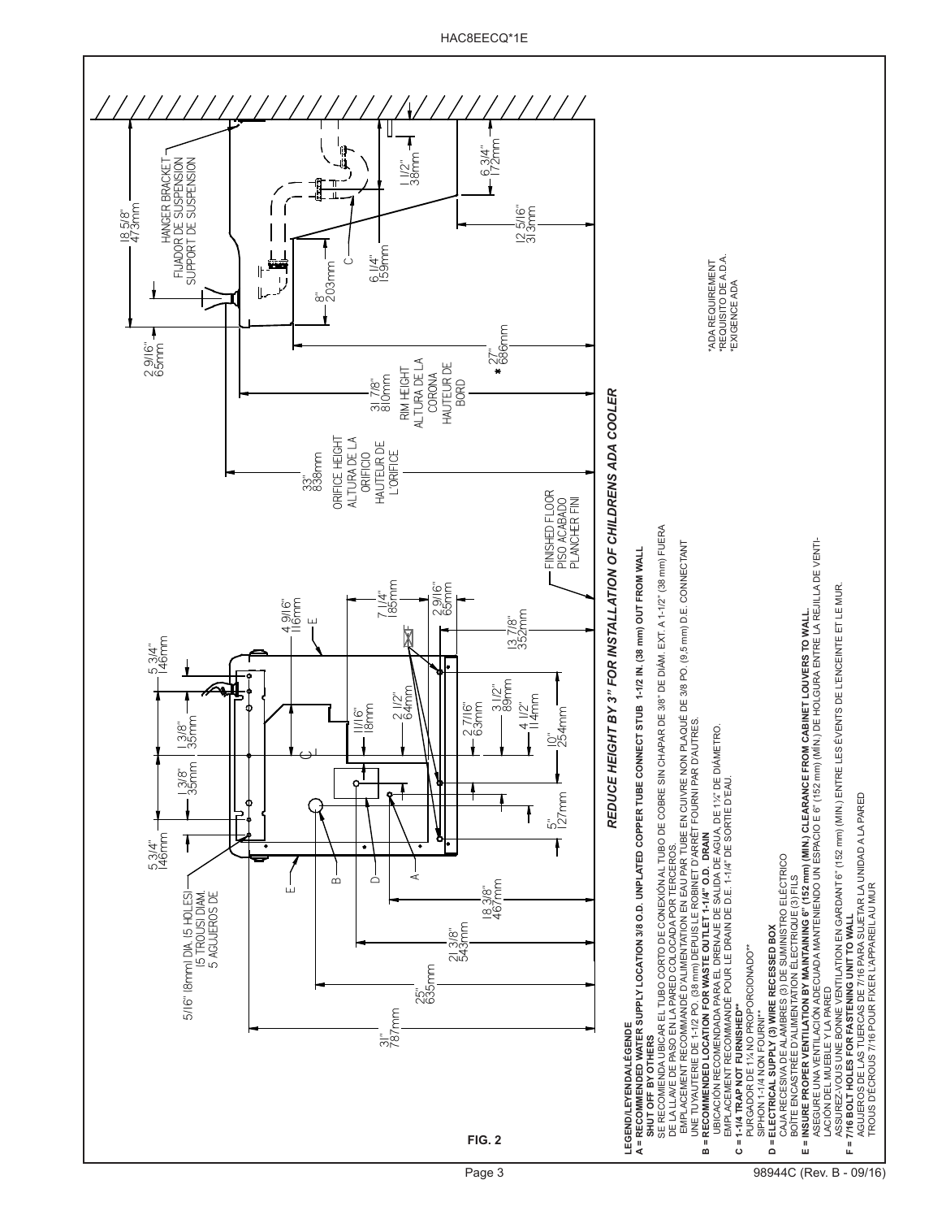HAC8EECQ*1E

HANGER BRACKET
FIJADOR DE SUSPENSION
SUPPORT DE SUSPENSION

18 5/8"
473mm

2 9/16"
65mm

8"
203mm

6 1/4"
159mm

1 1/2"
38mm

6 3/4"
172mm

12 5/16"
313mm

C

33"
838mm
ORIFICE HEIGHT
ALTURA DE LA
ORIFICIO
HAUTEUR DE
L'ORIFICE

31 7/8"
810mm
RIM HEIGHT
ALTURA DE LA
CORONA
HAUTEUR DE
BORD

27"
686mm *

*ADA REQUIREMENT
*REQUISITO DE A.D.A.
*EXIGENCE ADA

FINISHED FLOOR
PISO ACABADO
PLANCHER FINI

*REDUCE HEIGHT BY 3" FOR INSTALLATION OF CHILDRENS ADA COOLER*

5/16" (8mm) DIA. (5 HOLES)
(5 TROUS) DIAM.
5 AGUJEROS DE

5 3/4"
146mm

1 3/8"
35mm

1 3/8"
35mm

5 3/4"
146mm

4 9/16"
116mm

7 1/4"
185mm

2 9/16"
65mm

11/16"
18mm

2 1/2"
64mm

2 7/16"
63mm

3 1/2"
89mm

4 1/2"
114mm

13 7/8"
352mm

10"
254mm

5"
127mm

18 3/8"
467mm

21 3/8"
543mm

25"
635mm

31"
787mm

E, B, D, A, E, F

**FIG. 2**

**LEGEND/LEYENDA/LÉGENDE**

**A = RECOMMENDED WATER SUPPLY LOCATION 3/8 O.D. UNPLATED COPPER TUBE CONNECT STUB 1-1/2 IN. (38 mm) OUT FROM WALL SHUT OFF BY OTHERS**
SE RECOMIENDA UBICAR EL TUBO CORTO DE CONEXIÓN AL TUBO DE COBRE SIN CHAPAR DE 3/8" DE DIÁM. EXT. A 1-1/2" (38 mm) FUERA DE LA LLAVE DE PASO EN LA PARED COLOCADA POR TERCEROS.
EMPLACEMENT RECOMMANDÉ D'ALIMENTATION EN EAU PAR TUBE EN CUIVRE NON PLAQUÉ DE 3/8 PO. (9,5 mm) D.E. CONNECTANT UNE TUYAUTERIE DE 1-1/2 PO. (38 mm) DEPUIS LE ROBINET D'ARRÊT FOURNI PAR D'AUTRES.

**B = RECOMMENDED LOCATION FOR WASTE OUTLET 1-1/4" O.D. DRAIN**
UBICACIÓN RECOMENDADA PARA EL DRENAJE DE SALIDA DE AGUA, DE 1½" DE DIÁMETRO.
EMPLACEMENT RECOMMANDÉ POUR LE DRAIN DE D.E. 1-1/4" DE SORTIE D'EAU.

**C = 1-1/4 TRAP NOT FURNISHED\*\***
PURGADOR DE 1¼ NO PROPORCIONADO\*\*
SIPHON 1-1/4 NON FOURNI\*\*

**D = ELECTRICAL SUPPLY (3) WIRE RECESSED BOX**
CAJA RECESIVA DE ALAMBRES (3) DE SUMINISTRO ELÉCTRICO
BOÎTE ENCASTRÉE D'ALIMENTATION ÉLECTRIQUE (3) FILS

**E = INSURE PROPER VENTILATION BY MAINTAINING 6" (152 mm) (MIN.) CLEARANCE FROM CABINET LOUVERS TO WALL.**
ASEGURE UNA VENTILACIÓN ADECUADA MANTENIENDO UN ESPACIO E 6" (152 mm) (MÍN.) DE HOLGURA ENTRE LA REJILLA DE VENTILACIÓN DEL MUEBLE Y LA PARED
ASSUREZ-VOUS UNE BONNE VENTILATION EN GARDANT 6" (152 mm) (MIN.) ENTRE LES ÉVENTS DE L'ENCEINTE ET LE MUR.

**F = 7/16 BOLT HOLES FOR FASTENING UNIT TO WALL**
AGUJEROS DE LAS TUERCAS DE 7/16 PARA SUJETAR LA UNIDAD A LA PARED
TROUS D'ÉCROUS 7/16 POUR FIXER L'APPAREIL AU MUR

98944C (Rev. B - 09/16)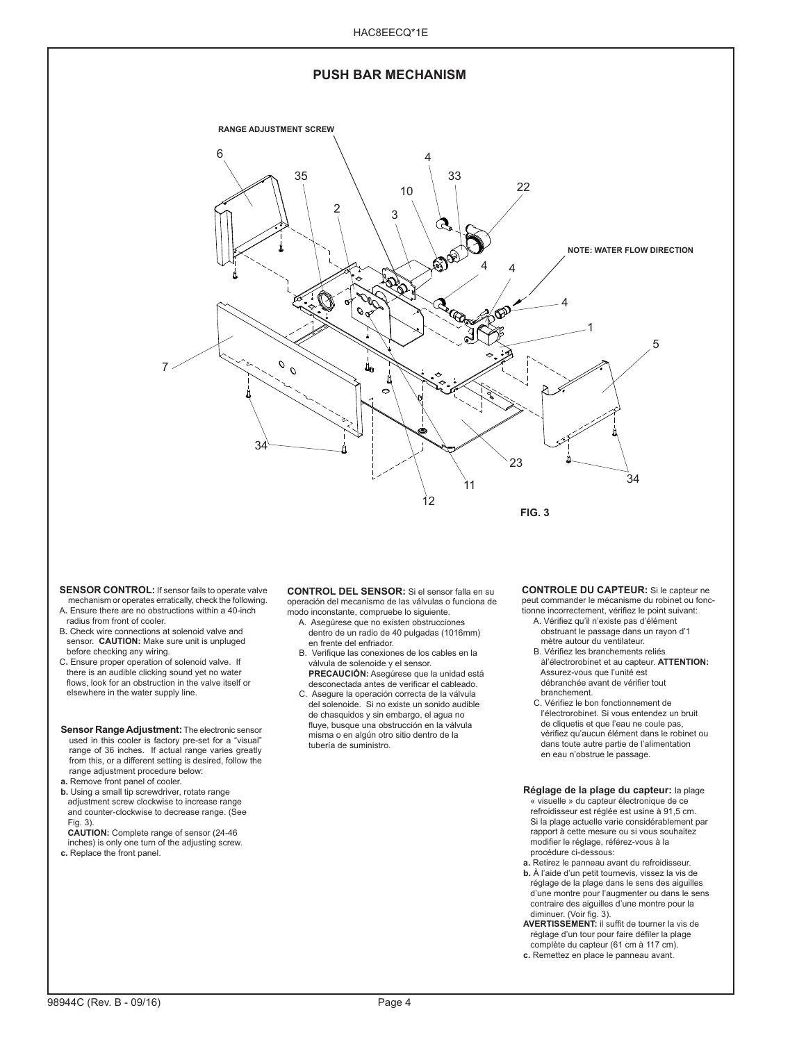## PUSH BAR MECHANISM

RANGE ADJUSTMENT SCREW

NOTE: WATER FLOW DIRECTION

FIG. 3

**SENSOR CONTROL:** If sensor fails to operate valve mechanism or operates erratically, check the following.

A. Ensure there are no obstructions within a 40-inch radius from front of cooler.

B. Check wire connections at solenoid valve and sensor. **CAUTION:** Make sure unit is unpluged before checking any wiring.

C. Ensure proper operation of solenoid valve. If there is an audible clicking sound yet no water flows, look for an obstruction in the valve itself or elsewhere in the water supply line.

**Sensor Range Adjustment:** The electronic sensor used in this cooler is factory pre-set for a "visual" range of 36 inches. If actual range varies greatly from this, or a different setting is desired, follow the range adjustment procedure below:

**a.** Remove front panel of cooler.

**b.** Using a small tip screwdriver, rotate range adjustment screw clockwise to increase range and counter-clockwise to decrease range. (See Fig. 3).

**CAUTION:** Complete range of sensor (24-46 inches) is only one turn of the adjusting screw.

**c.** Replace the front panel.

**CONTROL DEL SENSOR:** Si el sensor falla en su operación del mecanismo de las válvulas o funciona de modo inconstante, compruebe lo siguiente.

A. Asegúrese que no existen obstrucciones dentro de un radio de 40 pulgadas (1016mm) en frente del enfriador.

B. Verifique las conexiones de los cables en la válvula de solenoide y el sensor. **PRECAUCIÓN:** Asegúrese que la unidad está desconectada antes de verificar el cableado.

C. Asegure la operación correcta de la válvula del solenoide. Si no existe un sonido audible de chasquidos y sin embargo, el agua no fluye, busque una obstrucción en la válvula misma o en algún otro sitio dentro de la tubería de suministro.

**CONTROLE DU CAPTEUR:** Si le capteur ne peut commander le mécanisme du robinet ou fonctionne incorrectement, vérifiez le point suivant:

A. Vérifiez qu'il n'existe pas d'élément obstruant le passage dans un rayon d'1 mètre autour du ventilateur.

B. Vérifiez les branchements reliés àl'électrorobinet et au capteur. **ATTENTION:** Assurez-vous que l'unité est débranchée avant de vérifier tout branchement.

C. Vérifiez le bon fonctionnement de l'électrorobinet. Si vous entendez un bruit de cliquetis et que l'eau ne coule pas, vérifiez qu'aucun élément dans le robinet ou dans toute autre partie de l'alimentation en eau n'obstrue le passage.

**Réglage de la plage du capteur:** la plage « visuelle » du capteur électronique de ce refroidisseur est réglée est usine à 91,5 cm. Si la plage actuelle varie considérablement par rapport à cette mesure ou si vous souhaitez modifier le réglage, référez-vous à la procédure ci-dessous:

**a.** Retirez le panneau avant du refroidisseur.

**b.** À l'aide d'un petit tournevis, vissez la vis de réglage de la plage dans le sens des aiguilles d'une montre pour l'augmenter ou dans le sens contraire des aiguilles d'une montre pour la diminuer. (Voir fig. 3).

**AVERTISSEMENT:** il suffit de tourner la vis de réglage d'un tour pour faire défiler la plage complète du capteur (61 cm à 117 cm).

**c.** Remettez en place le panneau avant.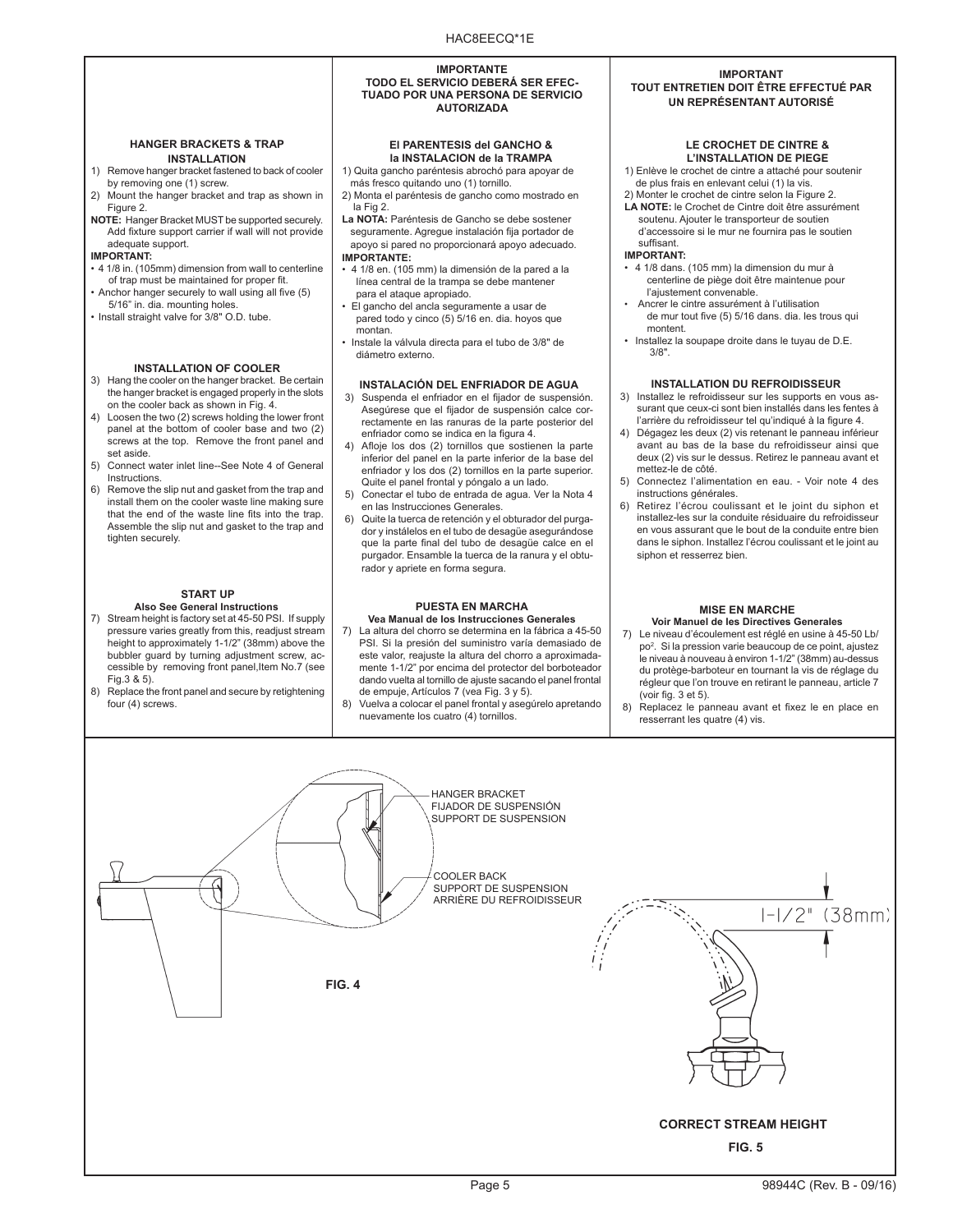### IMPORTANTE
### TODO EL SERVICIO DEBERÁ SER EFECTUADO POR UNA PERSONA DE SERVICIO AUTORIZADA

### IMPORTANT
### TOUT ENTRETIEN DOIT ÊTRE EFFECTUÉ PAR UN REPRÉSENTANT AUTORISÉ

## HANGER BRACKETS & TRAP INSTALLATION

1) Remove hanger bracket fastened to back of cooler by removing one (1) screw.
2) Mount the hanger bracket and trap as shown in Figure 2.

**NOTE:** Hanger Bracket MUST be supported securely. Add fixture support carrier if wall will not provide adequate support.

**IMPORTANT:**

- 4 1/8 in. (105mm) dimension from wall to centerline of trap must be maintained for proper fit.
- Anchor hanger securely to wall using all five (5) 5/16" in. dia. mounting holes.
- Install straight valve for 3/8" O.D. tube.

## INSTALLATION OF COOLER

3) Hang the cooler on the hanger bracket. Be certain the hanger bracket is engaged properly in the slots on the cooler back as shown in Fig. 4.
4) Loosen the two (2) screws holding the lower front panel at the bottom of cooler base and two (2) screws at the top. Remove the front panel and set aside.
5) Connect water inlet line--See Note 4 of General Instructions.
6) Remove the slip nut and gasket from the trap and install them on the cooler waste line making sure that the end of the waste line fits into the trap. Assemble the slip nut and gasket to the trap and tighten securely.

## START UP
**Also See General Instructions**

7) Stream height is factory set at 45-50 PSI. If supply pressure varies greatly from this, readjust stream height to approximately 1-1/2" (38mm) above the bubbler guard by turning adjustment screw, accessible by removing front panel,Item No.7 (see Fig.3 & 5).
8) Replace the front panel and secure by retightening four (4) screws.

## El PARENTESIS del GANCHO & la INSTALACION de la TRAMPA

1) Quita gancho paréntesis abrochó para apoyar de más fresco quitando uno (1) tornillo.
2) Monta el paréntesis de gancho como mostrado en la Fig 2.

**La NOTA:** Paréntesis de Gancho se debe sostener seguramente. Agregue instalación fija portador de apoyo si pared no proporcionará apoyo adecuado.

**IMPORTANTE:**

- 4 1/8 en. (105 mm) la dimensión de la pared a la línea central de la trampa se debe mantener para el ataque apropiado.
- El gancho del ancla seguramente a usar de pared todo y cinco (5) 5/16 en. dia. hoyos que montan.
- Instale la válvula directa para el tubo de 3/8" de diámetro externo.

## INSTALACIÓN DEL ENFRIADOR DE AGUA

3) Suspenda el enfriador en el fijador de suspensión. Asegúrese que el fijador de suspensión calce correctamente en las ranuras de la parte posterior del enfriador como se indica en la figura 4.
4) Afloje los dos (2) tornillos que sostienen la parte inferior del panel en la parte inferior de la base del enfriador y los dos (2) tornillos en la parte superior. Quite el panel frontal y póngalo a un lado.
5) Conectar el tubo de entrada de agua. Ver la Nota 4 en las Instrucciones Generales.
6) Quite la tuerca de retención y el obturador del purgador y instálelos en el tubo de desagüe asegurándose que la parte final del tubo de desagüe calce en el purgador. Ensamble la tuerca de la ranura y el obturador y apriete en forma segura.

## PUESTA EN MARCHA
**Vea Manual de los Instrucciones Generales**

7) La altura del chorro se determina en la fábrica a 45-50 PSI. Si la presión del suministro varía demasiado de este valor, reajuste la altura del chorro a aproximadamente 1-1/2" por encima del protector del borboteador dando vuelta al tornillo de ajuste sacando el panel frontal de empuje, Artículos 7 (vea Fig. 3 y 5).
8) Vuelva a colocar el panel frontal y asegúrelo apretando nuevamente los cuatro (4) tornillos.

## LE CROCHET DE CINTRE & L'INSTALLATION DE PIEGE

1) Enlève le crochet de cintre a attaché pour soutenir de plus frais en enlevant celui (1) la vis.
2) Monter le crochet de cintre selon la Figure 2.

**LA NOTE:** le Crochet de Cintre doit être assurément soutenu. Ajouter le transporteur de soutien d'accessoire si le mur ne fournira pas le soutien suffisant.

**IMPORTANT:**

- 4 1/8 dans. (105 mm) la dimension du mur à centerline de piège doit être maintenue pour l'ajustement convenable.
- Ancrer le cintre assurément à l'utilisation de mur tout five (5) 5/16 dans. dia. les trous qui montent.
- Installez la soupape droite dans le tuyau de D.E. 3/8".

## INSTALLATION DU REFROIDISSEUR

3) Installez le refroidisseur sur les supports en vous assurant que ceux-ci sont bien installés dans les fentes à l'arrière du refroidisseur tel qu'indiqué à la figure 4.
4) Dégagez les deux (2) vis retenant le panneau inférieur avant au bas de la base du refroidisseur ainsi que deux (2) vis sur le dessus. Retirez le panneau avant et mettez-le de côté.
5) Connectez l'alimentation en eau. - Voir note 4 des instructions générales.
6) Retirez l'écrou coulissant et le joint du siphon et installez-les sur la conduite résiduaire du refroidisseur en vous assurant que le bout de la conduite entre bien dans le siphon. Installez l'écrou coulissant et le joint au siphon et resserrez bien.

## MISE EN MARCHE
**Voir Manuel de les Directives Generales**

7) Le niveau d'écoulement est réglé en usine à 45-50 Lb/po$^2$. Si la pression varie beaucoup de ce point, ajustez le niveau à nouveau à environ 1-1/2" (38mm) au-dessus du protège-barboteur en tournant la vis de réglage du régleur que l'on trouve en retirant le panneau, article 7 (voir fig. 3 et 5).
8) Replacez le panneau avant et fixez le en place en resserrant les quatre (4) vis.

HANGER BRACKET
FIJADOR DE SUSPENSIÓN
SUPPORT DE SUSPENSION

COOLER BACK
SUPPORT DE SUSPENSION
ARRIÈRE DU REFROIDISSEUR

**FIG. 4**

1-1/2" (38mm)

**CORRECT STREAM HEIGHT**

**FIG. 5**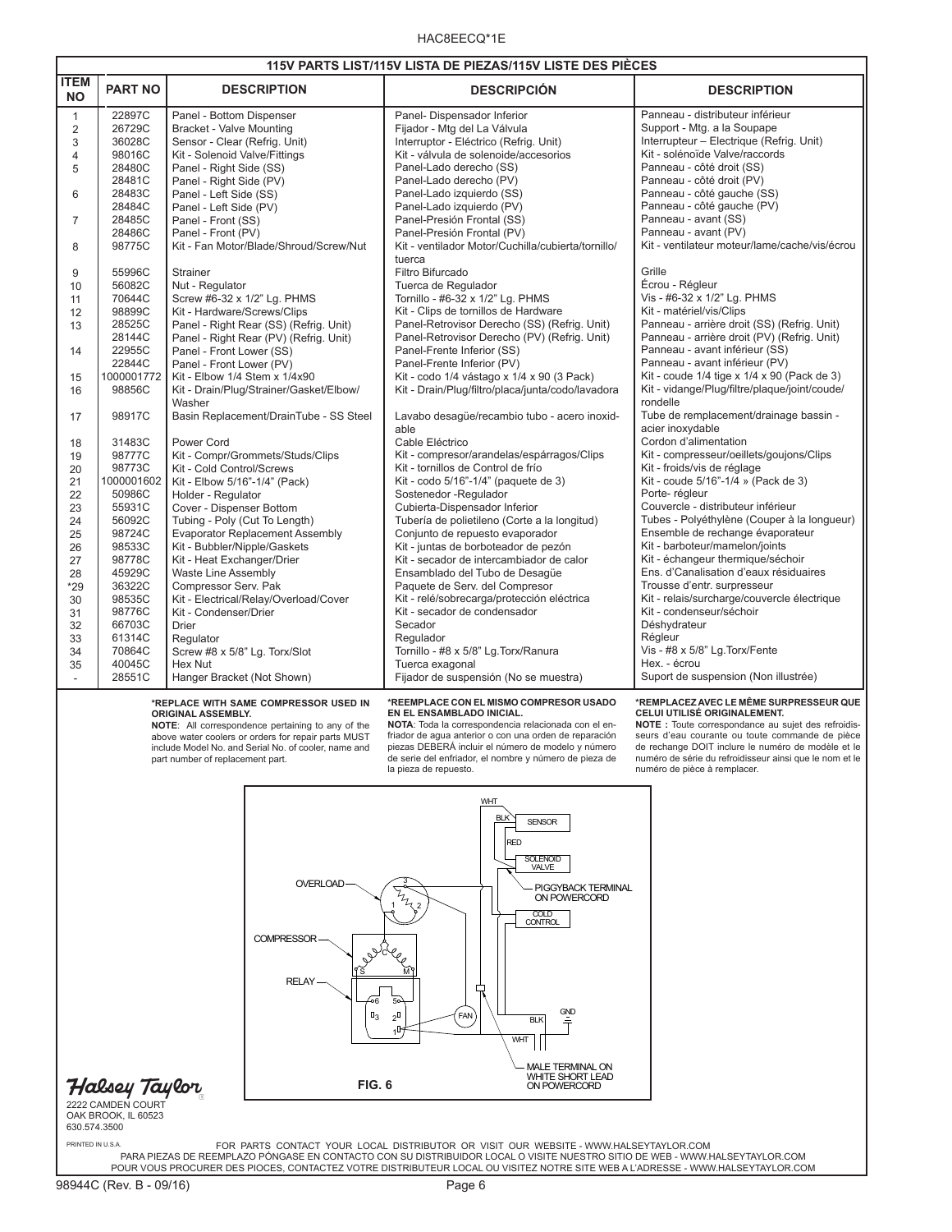HAC8EECQ*1E

## 115V PARTS LIST/115V LISTA DE PIEZAS/115V LISTE DES PIÈCES

| ITEM NO | PART NO | DESCRIPTION | DESCRIPCIÓN | DESCRIPTION |
|---|---|---|---|---|
| 1 | 22897C | Panel - Bottom Dispenser | Panel- Dispensador Inferior | Panneau - distributeur inférieur |
| 2 | 26729C | Bracket - Valve Mounting | Fijador - Mtg del La Válvula | Support - Mtg. a la Soupape |
| 3 | 36028C | Sensor - Clear (Refrig. Unit) | Interruptor - Eléctrico (Refrig. Unit) | Interrupteur – Electrique (Refrig. Unit) |
| 4 | 98016C | Kit - Solenoid Valve/Fittings | Kit - válvula de solenoide/accesorios | Kit - solénoïde Valve/raccords |
| 5 | 28480C | Panel - Right Side (SS) | Panel-Lado derecho (SS) | Panneau - côté droit (SS) |
| | 28481C | Panel - Right Side (PV) | Panel-Lado derecho (PV) | Panneau - côté droit (PV) |
| 6 | 28483C | Panel - Left Side (SS) | Panel-Lado izquierdo (SS) | Panneau - côté gauche (SS) |
| | 28484C | Panel - Left Side (PV) | Panel-Lado izquierdo (PV) | Panneau - côté gauche (PV) |
| 7 | 28485C | Panel - Front (SS) | Panel-Presión Frontal (SS) | Panneau - avant (SS) |
| | 28486C | Panel - Front (PV) | Panel-Presión Frontal (PV) | Panneau - avant (PV) |
| 8 | 98775C | Kit - Fan Motor/Blade/Shroud/Screw/Nut | Kit - ventilador Motor/Cuchilla/cubierta/tornillo/ tuerca | Kit - ventilateur moteur/lame/cache/vis/écrou |
| 9 | 55996C | Strainer | Filtro Bifurcado | Grille |
| 10 | 56082C | Nut - Regulator | Tuerca de Regulador | Écrou - Régleur |
| 11 | 70644C | Screw #6-32 x 1/2" Lg. PHMS | Tornillo - #6-32 x 1/2" Lg. PHMS | Vis - #6-32 x 1/2" Lg. PHMS |
| 12 | 98899C | Kit - Hardware/Screws/Clips | Kit - Clips de tornillos de Hardware | Kit - matériel/vis/Clips |
| 13 | 28525C | Panel - Right Rear (SS) (Refrig. Unit) | Panel-Retrovisor Derecho (SS) (Refrig. Unit) | Panneau - arrière droit (SS) (Refrig. Unit) |
| | 28144C | Panel - Right Rear (PV) (Refrig. Unit) | Panel-Retrovisor Derecho (PV) (Refrig. Unit) | Panneau - arrière droit (PV) (Refrig. Unit) |
| 14 | 22955C | Panel - Front Lower (SS) | Panel-Frente Inferior (SS) | Panneau - avant inférieur (SS) |
| | 22844C | Panel - Front Lower (PV) | Panel-Frente Inferior (PV) | Panneau - avant inférieur (PV) |
| 15 | 1000001772 | Kit - Elbow 1/4 Stem x 1/4x90 | Kit - codo 1/4 vástago x 1/4 x 90 (3 Pack) | Kit - coude 1/4 tige x 1/4 x 90 (Pack de 3) |
| 16 | 98856C | Kit - Drain/Plug/Strainer/Gasket/Elbow/ Washer | Kit - Drain/Plug/filtro/placa/junta/codo/lavadora | Kit - vidange/Plug/filtre/plaque/joint/coude/ rondelle |
| 17 | 98917C | Basin Replacement/DrainTube - SS Steel | Lavabo desagüe/recambio tubo - acero inoxid- able | Tube de remplacement/drainage bassin - acier inoxydable |
| 18 | 31483C | Power Cord | Cable Eléctrico | Cordon d'alimentation |
| 19 | 98777C | Kit - Compr/Grommets/Studs/Clips | Kit - compresor/arandelas/espárragos/Clips | Kit - compresseur/oeillets/goujons/Clips |
| 20 | 98773C | Kit - Cold Control/Screws | Kit - tornillos de Control de frío | Kit - froids/vis de réglage |
| 21 | 1000001602 | Kit - Elbow 5/16"-1/4" (Pack) | Kit - codo 5/16"-1/4" (paquete de 3) | Kit - coude 5/16"-1/4 » (Pack de 3) |
| 22 | 50986C | Holder - Regulator | Sostenedor -Regulador | Porte- régleur |
| 23 | 55931C | Cover - Dispenser Bottom | Cubierta-Dispensador Inferior | Couvercle - distributeur inférieur |
| 24 | 56092C | Tubing - Poly (Cut To Length) | Tubería de polietileno (Corte a la longitud) | Tubes - Polyéthylène (Couper à la longueur) |
| 25 | 98724C | Evaporator Replacement Assembly | Conjunto de repuesto evaporador | Ensemble de rechange évaporateur |
| 26 | 98533C | Kit - Bubbler/Nipple/Gaskets | Kit - juntas de borboteador de pezón | Kit - barboteur/mamelon/joints |
| 27 | 98778C | Kit - Heat Exchanger/Drier | Kit - secador de intercambiador de calor | Kit - échangeur thermique/séchoir |
| 28 | 45929C | Waste Line Assembly | Ensamblado del Tubo de Desagüe | Ens. d'Canalisation d'eaux résiduaires |
| *29 | 36322C | Compressor Serv. Pak | Paquete de Serv. del Compresor | Trousse d'entr. surpresseur |
| 30 | 98535C | Kit - Electrical/Relay/Overload/Cover | Kit - relé/sobrecarga/protección eléctrica | Kit - relais/surcharge/couvercle électrique |
| 31 | 98776C | Kit - Condenser/Drier | Kit - secador de condensador | Kit - condenseur/séchoir |
| 32 | 66703C | Drier | Secador | Déshydrateur |
| 33 | 61314C | Regulator | Regulador | Régleur |
| 34 | 70864C | Screw #8 x 5/8" Lg. Torx/Slot | Tornillo - #8 x 5/8" Lg.Torx/Ranura | Vis - #8 x 5/8" Lg.Torx/Fente |
| 35 | 40045C | Hex Nut | Tuerca exagonal | Hex. - écrou |
| - | 28551C | Hanger Bracket (Not Shown) | Fijador de suspensión (No se muestra) | Suport de suspension (Non illustrée) |

**\*REPLACE WITH SAME COMPRESSOR USED IN ORIGINAL ASSEMBLY.**
**NOTE**: All correspondence pertaining to any of the above water coolers or orders for repair parts MUST include Model No. and Serial No. of cooler, name and part number of replacement part.

**\*REEMPLACE CON EL MISMO COMPRESOR USADO EN EL ENSAMBLADO INICIAL.**
**NOTA**: Toda la correspondencia relacionada con el enfriador de agua anterior o con una orden de reparación piezas DEBERÁ incluir el número de modelo y número de serie del enfriador, el nombre y número de pieza de la pieza de repuesto.

**\*REMPLACEZ AVEC LE MÊME SURPRESSEUR QUE CELUI UTILISÉ ORIGINALEMENT.**
**NOTE :** Toute correspondance au sujet des refroidisseurs d'eau courante ou toute commande de pièce de rechange DOIT inclure le numéro de modèle et le numéro de série du refroidisseur ainsi que le nom et le numéro de pièce à remplacer.

WHT
BLK
SENSOR
RED
SOLENOID VALVE
OVERLOAD
PIGGYBACK TERMINAL ON POWERCORD
COLD CONTROL
COMPRESSOR
RELAY
FAN
BLK
GND
WHT
MALE TERMINAL ON WHITE SHORT LEAD ON POWERCORD

FIG. 6

Halsey Taylor
2222 CAMDEN COURT
OAK BROOK, IL 60523
630.574.3500

PRINTED IN U.S.A.

FOR PARTS CONTACT YOUR LOCAL DISTRIBUTOR OR VISIT OUR WEBSITE - WWW.HALSEYTAYLOR.COM
PARA PIEZAS DE REEMPLAZO PÓNGASE EN CONTACTO CON SU DISTRIBUIDOR LOCAL O VISITE NUESTRO SITIO DE WEB - WWW.HALSEYTAYLOR.COM
POUR VOUS PROCURER DES PIOCES, CONTACTEZ VOTRE DISTRIBUTEUR LOCAL OU VISITEZ NOTRE SITE WEB A L'ADRESSE - WWW.HALSEYTAYLOR.COM

98944C (Rev. B - 09/16)